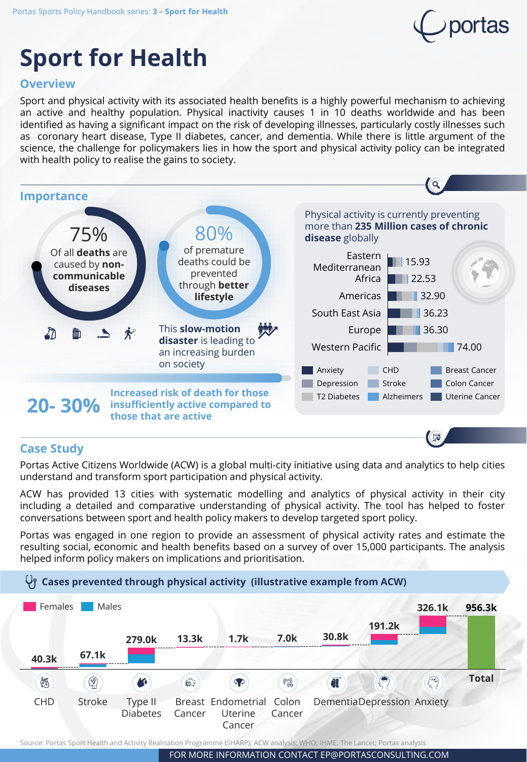# Sport for Health

## Overview

Sport and physical activity with its associated health benefits is a highly powerful mechanism to achieving an active and healthy population. Physical inactivity causes 1 in 10 deaths worldwide and has been identified as having a significant impact on the risk of developing illnesses, particularly costly illnesses such as coronary heart disease, Type II diabetes, cancer, and dementia. While there is little argument of the science, the challenge for policymakers lies in how the sport and physical activity policy can be integrated with health policy to realise the gains to society.

## Importance

**75%** Of all **deaths** are caused by **non-communicable diseases**

**80%** of premature deaths could be prevented through **better lifestyle**

This **slow-motion disaster** is leading to an increasing burden on society

**20- 30%** **Increased risk of death for those insufficiently active compared to those that are active**

Physical activity is currently preventing more than **235 Million cases of chronic disease** globally

| Region | Cases (Million) |
|---|---|
| Eastern Mediterranean | 15.93 |
| Africa | 22.53 |
| Americas | 32.90 |
| South East Asia | 36.23 |
| Europe | 36.30 |
| Western Pacific | 74.00 |

Legend: Anxiety, Depression, T2 Diabetes, CHD, Stroke, Alzheimers, Breast Cancer, Colon Cancer, Uterine Cancer

## Case Study

Portas Active Citizens Worldwide (ACW) is a global multi-city initiative using data and analytics to help cities understand and transform sport participation and physical activity.

ACW has provided 13 cities with systematic modelling and analytics of physical activity in their city including a detailed and comparative understanding of physical activity. The tool has helped to foster conversations between sport and health policy makers to develop targeted sport policy.

Portas was engaged in one region to provide an assessment of physical activity rates and estimate the resulting social, economic and health benefits based on a survey of over 15,000 participants. The analysis helped inform policy makers on implications and prioritisation.

### Cases prevented through physical activity (illustrative example from ACW)

Females / Males

| Condition | Cases prevented |
|---|---|
| CHD | 40.3k |
| Stroke | 67.1k |
| Type II Diabetes | 279.0k |
| Breast Cancer | 13.3k |
| Endometrial Uterine Cancer | 1.7k |
| Colon Cancer | 7.0k |
| Dementia | 30.8k |
| Depression | 191.2k |
| Anxiety | 326.1k |
| Total | 956.3k |

Source: Portas Sport Health and Activity Realisation Programme (SHARP); ACW analysis; WHO; IHME; The Lancet; Portas analysis

FOR MORE INFORMATION CONTACT EP@PORTASCONSULTING.COM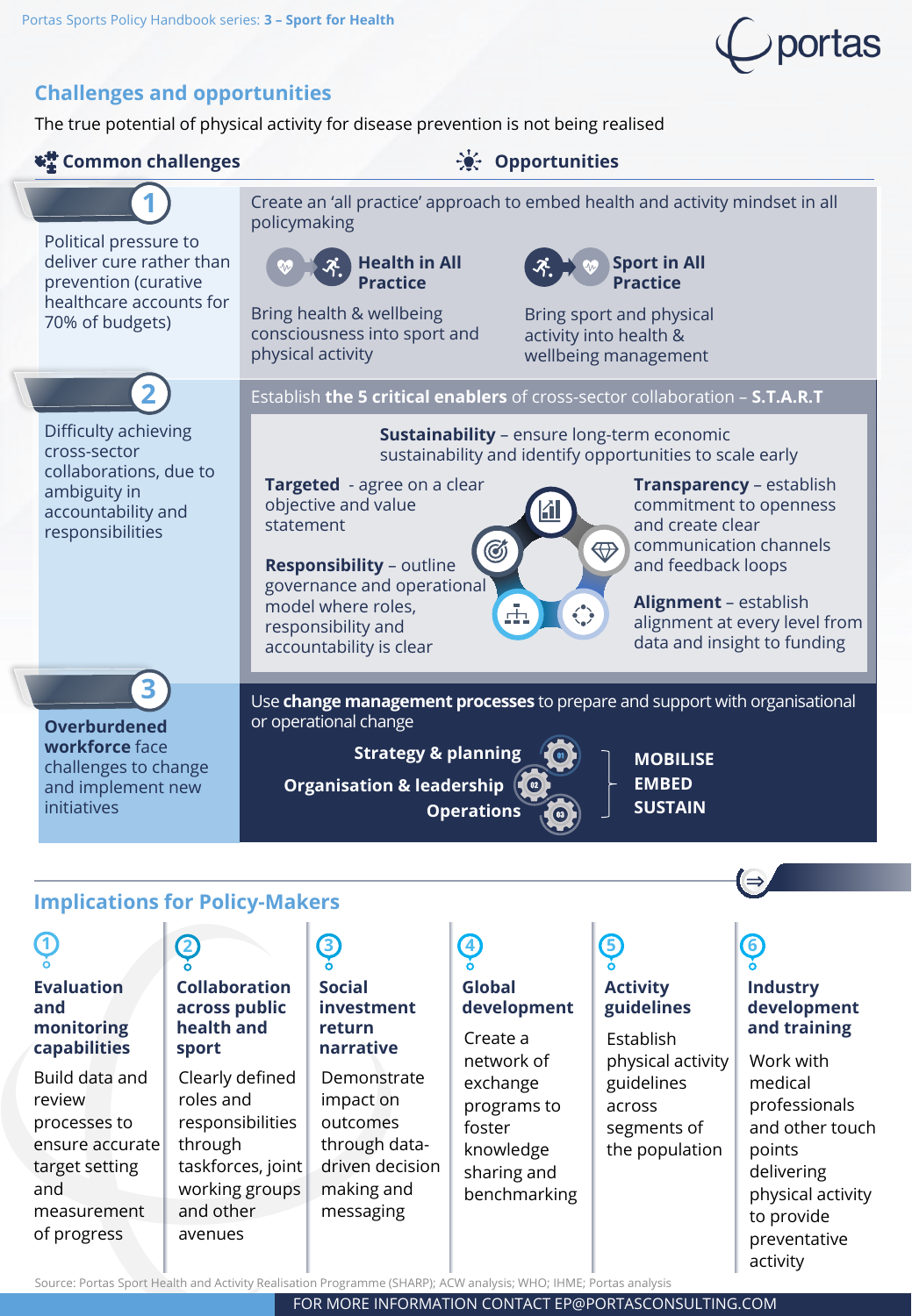## Challenges and opportunities

The true potential of physical activity for disease prevention is not being realised

### Common challenges / Opportunities

**1**

Political pressure to deliver cure rather than prevention (curative healthcare accounts for 70% of budgets)

Create an 'all practice' approach to embed health and activity mindset in all policymaking

**Health in All Practice**

Bring health & wellbeing consciousness into sport and physical activity

**Sport in All Practice**

Bring sport and physical activity into health & wellbeing management

**2**

Difficulty achieving cross-sector collaborations, due to ambiguity in accountability and responsibilities

Establish **the 5 critical enablers** of cross-sector collaboration – **S.T.A.R.T**

**Sustainability** – ensure long-term economic sustainability and identify opportunities to scale early

**Targeted** - agree on a clear objective and value statement

**Transparency** – establish commitment to openness and create clear communication channels and feedback loops

**Responsibility** – outline governance and operational model where roles, responsibility and accountability is clear

**Alignment** – establish alignment at every level from data and insight to funding

**3**

**Overburdened workforce** face challenges to change and implement new initiatives

Use **change management processes** to prepare and support with organisational or operational change

**Strategy & planning** (01)
**Organisation & leadership** (02)
**Operations** (03)

**MOBILISE**
**EMBED**
**SUSTAIN**

## Implications for Policy-Makers

1. **Evaluation and monitoring capabilities**
   Build data and review processes to ensure accurate target setting and measurement of progress

2. **Collaboration across public health and sport**
   Clearly defined roles and responsibilities through taskforces, joint working groups and other avenues

3. **Social investment return narrative**
   Demonstrate impact on outcomes through data-driven decision making and messaging

4. **Global development**
   Create a network of exchange programs to foster knowledge sharing and benchmarking

5. **Activity guidelines**
   Establish physical activity guidelines across segments of the population

6. **Industry development and training**
   Work with medical professionals and other touch points delivering physical activity to provide preventative activity

Source: Portas Sport Health and Activity Realisation Programme (SHARP); ACW analysis; WHO; IHME; Portas analysis

FOR MORE INFORMATION CONTACT EP@PORTASCONSULTING.COM